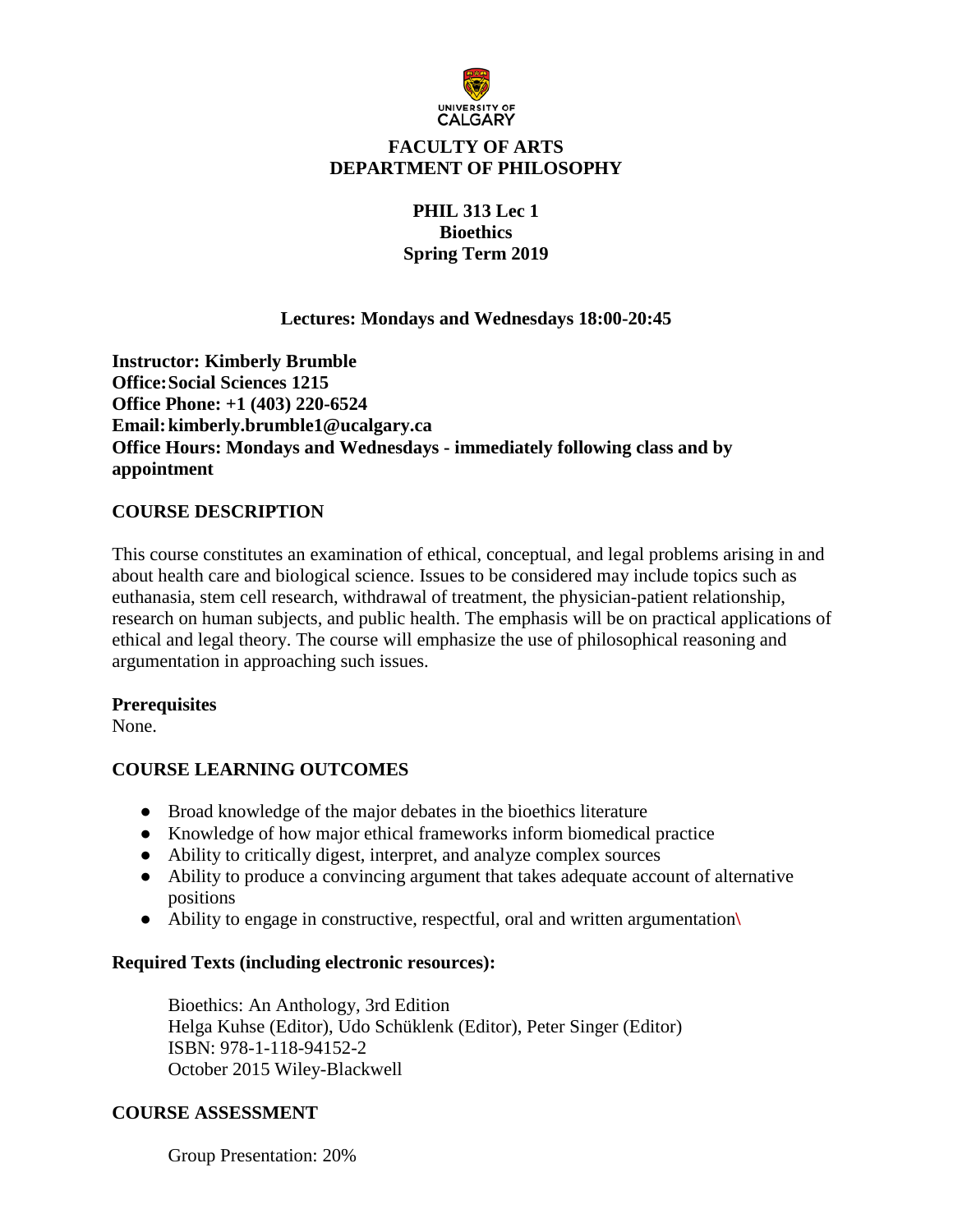# FACULTY OF ARTS
# DEPARTMENT OF PHILOSOPHY

## PHIL 313 Lec 1
## Bioethics
## Spring Term 2019

**Lectures: Mondays and Wednesdays 18:00-20:45**

**Instructor: Kimberly Brumble**
**Office: Social Sciences 1215**
**Office Phone: +1 (403) 220-6524**
**Email: kimberly.brumble1@ucalgary.ca**
**Office Hours: Mondays and Wednesdays - immediately following class and by appointment**

### COURSE DESCRIPTION

This course constitutes an examination of ethical, conceptual, and legal problems arising in and about health care and biological science. Issues to be considered may include topics such as euthanasia, stem cell research, withdrawal of treatment, the physician-patient relationship, research on human subjects, and public health. The emphasis will be on practical applications of ethical and legal theory. The course will emphasize the use of philosophical reasoning and argumentation in approaching such issues.

**Prerequisites**
None.

### COURSE LEARNING OUTCOMES

- Broad knowledge of the major debates in the bioethics literature
- Knowledge of how major ethical frameworks inform biomedical practice
- Ability to critically digest, interpret, and analyze complex sources
- Ability to produce a convincing argument that takes adequate account of alternative positions
- Ability to engage in constructive, respectful, oral and written argumentation\

**Required Texts (including electronic resources):**

Bioethics: An Anthology, 3rd Edition
Helga Kuhse (Editor), Udo Schüklenk (Editor), Peter Singer (Editor)
ISBN: 978-1-118-94152-2
October 2015 Wiley-Blackwell

### COURSE ASSESSMENT

Group Presentation: 20%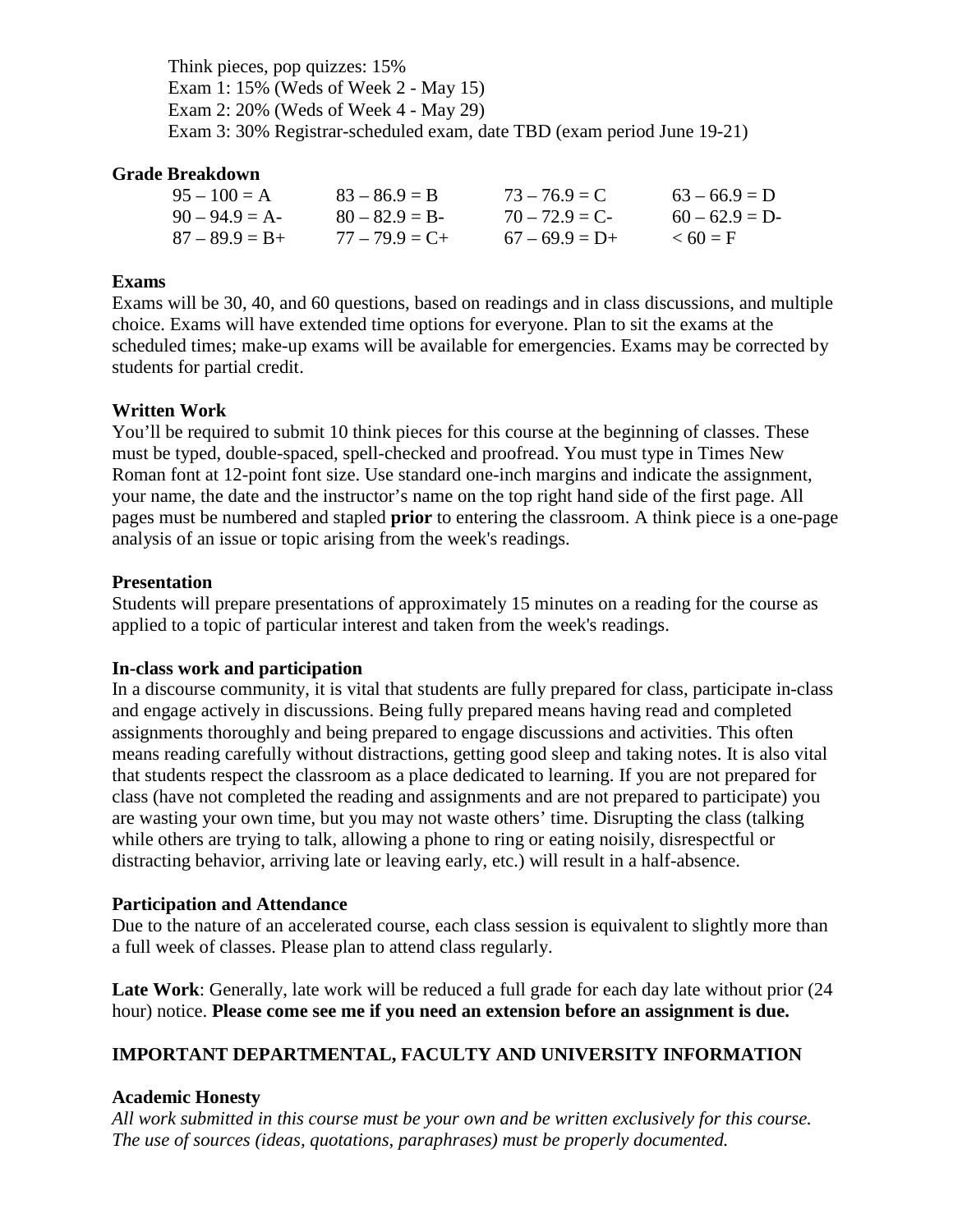Think pieces, pop quizzes: 15%
Exam 1: 15% (Weds of Week 2 - May 15)
Exam 2: 20% (Weds of Week 4 - May 29)
Exam 3: 30% Registrar-scheduled exam, date TBD (exam period June 19-21)

**Grade Breakdown**

| | | | |
|---|---|---|---|
| 95 – 100 = A | 83 – 86.9 = B | 73 – 76.9 = C | 63 – 66.9 = D |
| 90 – 94.9 = A- | 80 – 82.9 = B- | 70 – 72.9 = C- | 60 – 62.9 = D- |
| 87 – 89.9 = B+ | 77 – 79.9 = C+ | 67 – 69.9 = D+ | < 60 = F |

**Exams**
Exams will be 30, 40, and 60 questions, based on readings and in class discussions, and multiple choice. Exams will have extended time options for everyone. Plan to sit the exams at the scheduled times; make-up exams will be available for emergencies. Exams may be corrected by students for partial credit.

**Written Work**
You'll be required to submit 10 think pieces for this course at the beginning of classes. These must be typed, double-spaced, spell-checked and proofread. You must type in Times New Roman font at 12-point font size. Use standard one-inch margins and indicate the assignment, your name, the date and the instructor's name on the top right hand side of the first page. All pages must be numbered and stapled **prior** to entering the classroom. A think piece is a one-page analysis of an issue or topic arising from the week's readings.

**Presentation**
Students will prepare presentations of approximately 15 minutes on a reading for the course as applied to a topic of particular interest and taken from the week's readings.

**In-class work and participation**
In a discourse community, it is vital that students are fully prepared for class, participate in-class and engage actively in discussions. Being fully prepared means having read and completed assignments thoroughly and being prepared to engage discussions and activities. This often means reading carefully without distractions, getting good sleep and taking notes. It is also vital that students respect the classroom as a place dedicated to learning. If you are not prepared for class (have not completed the reading and assignments and are not prepared to participate) you are wasting your own time, but you may not waste others' time. Disrupting the class (talking while others are trying to talk, allowing a phone to ring or eating noisily, disrespectful or distracting behavior, arriving late or leaving early, etc.) will result in a half-absence.

**Participation and Attendance**
Due to the nature of an accelerated course, each class session is equivalent to slightly more than a full week of classes. Please plan to attend class regularly.

**Late Work**: Generally, late work will be reduced a full grade for each day late without prior (24 hour) notice. **Please come see me if you need an extension before an assignment is due.**

**IMPORTANT DEPARTMENTAL, FACULTY AND UNIVERSITY INFORMATION**

**Academic Honesty**
*All work submitted in this course must be your own and be written exclusively for this course. The use of sources (ideas, quotations, paraphrases) must be properly documented.*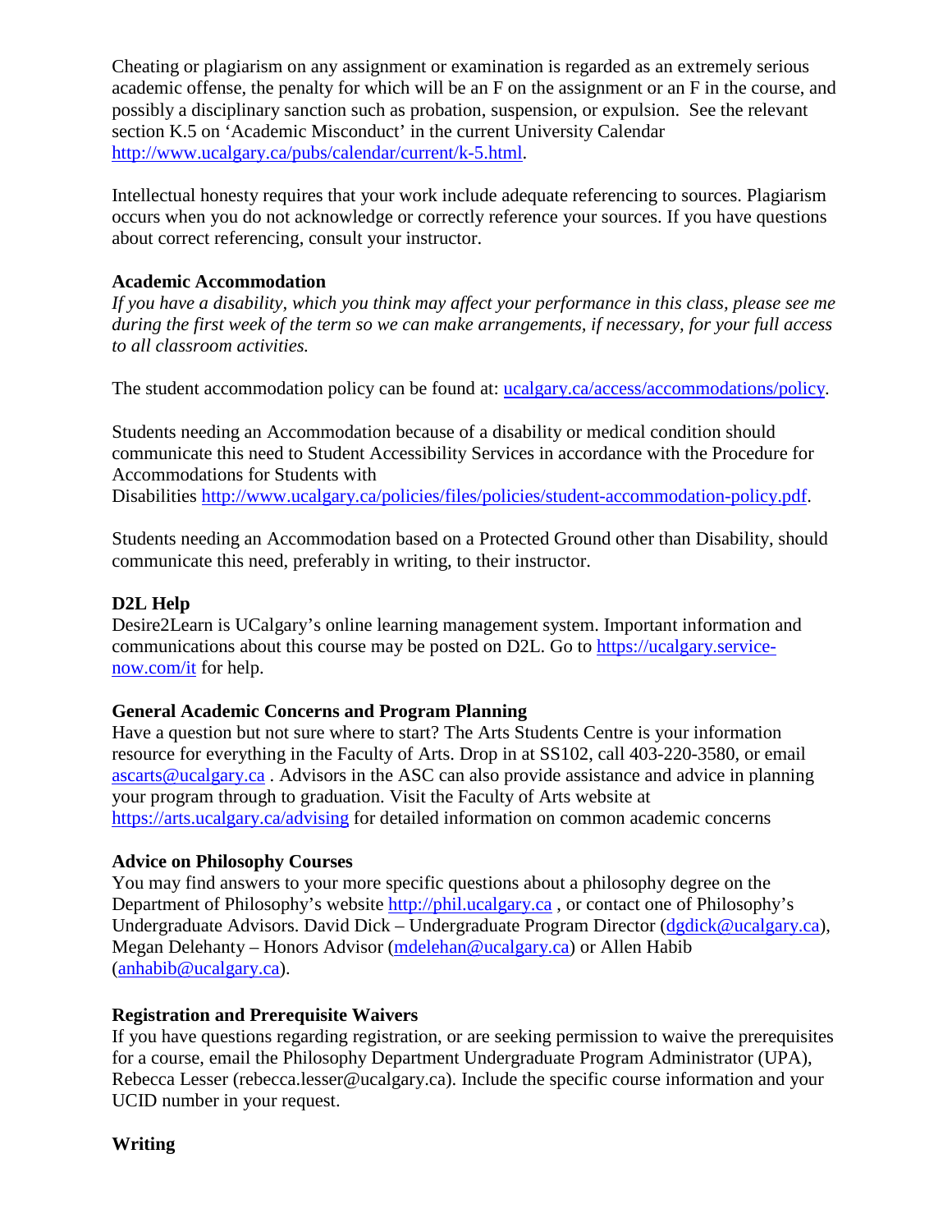Cheating or plagiarism on any assignment or examination is regarded as an extremely serious academic offense, the penalty for which will be an F on the assignment or an F in the course, and possibly a disciplinary sanction such as probation, suspension, or expulsion. See the relevant section K.5 on 'Academic Misconduct' in the current University Calendar http://www.ucalgary.ca/pubs/calendar/current/k-5.html.

Intellectual honesty requires that your work include adequate referencing to sources. Plagiarism occurs when you do not acknowledge or correctly reference your sources. If you have questions about correct referencing, consult your instructor.

**Academic Accommodation**

*If you have a disability, which you think may affect your performance in this class, please see me during the first week of the term so we can make arrangements, if necessary, for your full access to all classroom activities.*

The student accommodation policy can be found at: ucalgary.ca/access/accommodations/policy.

Students needing an Accommodation because of a disability or medical condition should communicate this need to Student Accessibility Services in accordance with the Procedure for Accommodations for Students with Disabilities http://www.ucalgary.ca/policies/files/policies/student-accommodation-policy.pdf.

Students needing an Accommodation based on a Protected Ground other than Disability, should communicate this need, preferably in writing, to their instructor.

**D2L Help**

Desire2Learn is UCalgary's online learning management system. Important information and communications about this course may be posted on D2L. Go to https://ucalgary.service-now.com/it for help.

**General Academic Concerns and Program Planning**

Have a question but not sure where to start? The Arts Students Centre is your information resource for everything in the Faculty of Arts. Drop in at SS102, call 403-220-3580, or email ascarts@ucalgary.ca . Advisors in the ASC can also provide assistance and advice in planning your program through to graduation. Visit the Faculty of Arts website at https://arts.ucalgary.ca/advising for detailed information on common academic concerns

**Advice on Philosophy Courses**

You may find answers to your more specific questions about a philosophy degree on the Department of Philosophy's website http://phil.ucalgary.ca , or contact one of Philosophy's Undergraduate Advisors. David Dick – Undergraduate Program Director (dgdick@ucalgary.ca), Megan Delehanty – Honors Advisor (mdelehan@ucalgary.ca) or Allen Habib (anhabib@ucalgary.ca).

**Registration and Prerequisite Waivers**

If you have questions regarding registration, or are seeking permission to waive the prerequisites for a course, email the Philosophy Department Undergraduate Program Administrator (UPA), Rebecca Lesser (rebecca.lesser@ucalgary.ca). Include the specific course information and your UCID number in your request.

**Writing**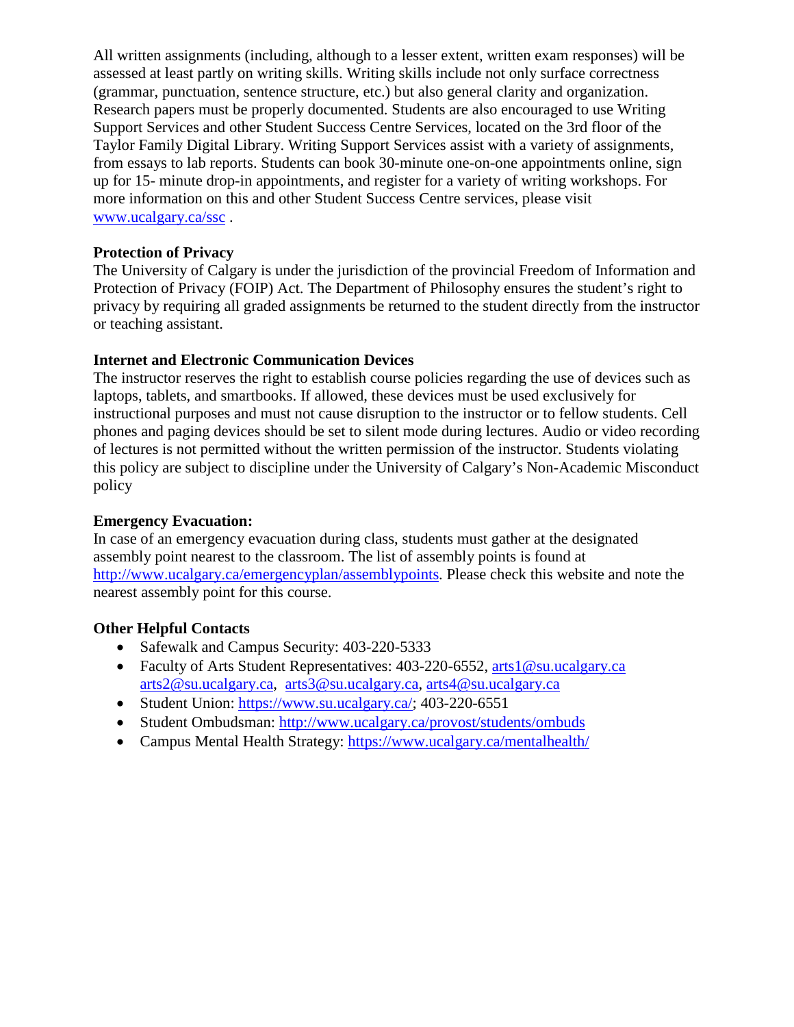All written assignments (including, although to a lesser extent, written exam responses) will be assessed at least partly on writing skills. Writing skills include not only surface correctness (grammar, punctuation, sentence structure, etc.) but also general clarity and organization. Research papers must be properly documented. Students are also encouraged to use Writing Support Services and other Student Success Centre Services, located on the 3rd floor of the Taylor Family Digital Library. Writing Support Services assist with a variety of assignments, from essays to lab reports. Students can book 30-minute one-on-one appointments online, sign up for 15- minute drop-in appointments, and register for a variety of writing workshops. For more information on this and other Student Success Centre services, please visit www.ucalgary.ca/ssc .

**Protection of Privacy**

The University of Calgary is under the jurisdiction of the provincial Freedom of Information and Protection of Privacy (FOIP) Act. The Department of Philosophy ensures the student's right to privacy by requiring all graded assignments be returned to the student directly from the instructor or teaching assistant.

**Internet and Electronic Communication Devices**

The instructor reserves the right to establish course policies regarding the use of devices such as laptops, tablets, and smartbooks. If allowed, these devices must be used exclusively for instructional purposes and must not cause disruption to the instructor or to fellow students. Cell phones and paging devices should be set to silent mode during lectures. Audio or video recording of lectures is not permitted without the written permission of the instructor. Students violating this policy are subject to discipline under the University of Calgary's Non-Academic Misconduct policy

**Emergency Evacuation:**

In case of an emergency evacuation during class, students must gather at the designated assembly point nearest to the classroom. The list of assembly points is found at http://www.ucalgary.ca/emergencyplan/assemblypoints. Please check this website and note the nearest assembly point for this course.

**Other Helpful Contacts**

- Safewalk and Campus Security: 403-220-5333
- Faculty of Arts Student Representatives: 403-220-6552, arts1@su.ucalgary.ca arts2@su.ucalgary.ca, arts3@su.ucalgary.ca, arts4@su.ucalgary.ca
- Student Union: https://www.su.ucalgary.ca/; 403-220-6551
- Student Ombudsman: http://www.ucalgary.ca/provost/students/ombuds
- Campus Mental Health Strategy: https://www.ucalgary.ca/mentalhealth/